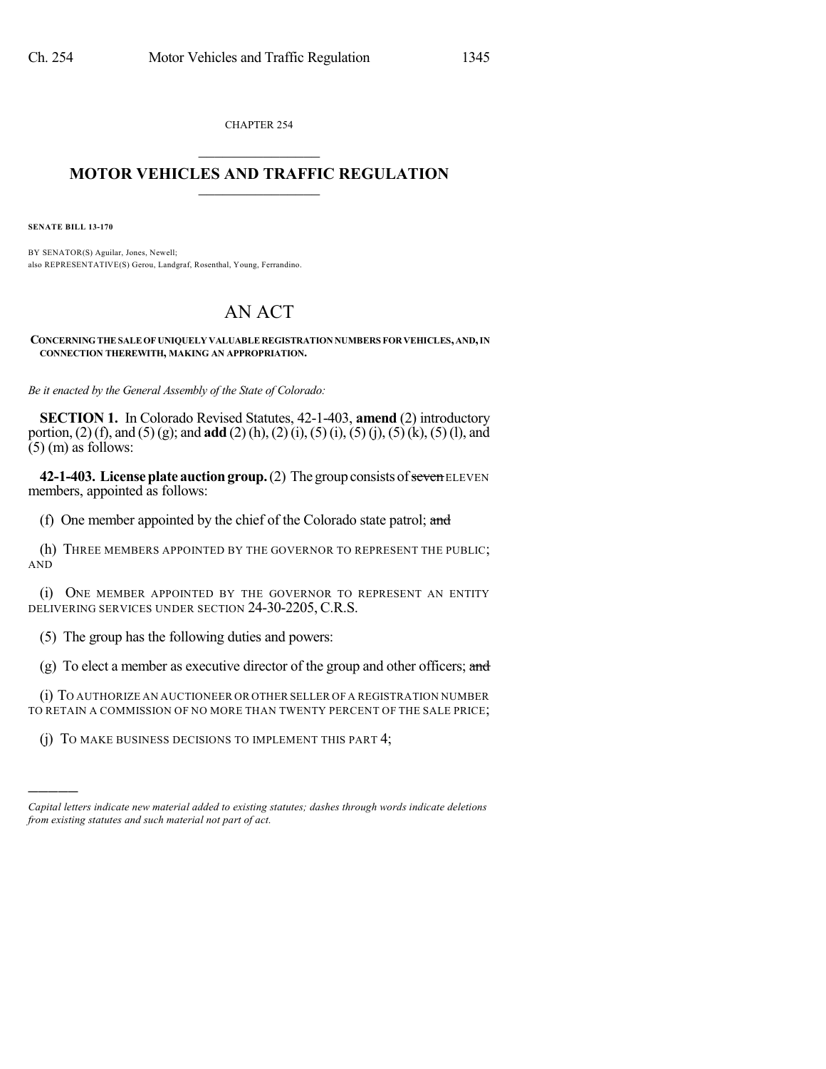CHAPTER 254

# MOTOR VEHICLES AND TRAFFIC REGULATION

**SENATE BILL 13-170**

BY SENATOR(S) Aguilar, Jones, Newell;
also REPRESENTATIVE(S) Gerou, Landgraf, Rosenthal, Young, Ferrandino.

# AN ACT

**CONCERNING THE SALE OF UNIQUELY VALUABLE REGISTRATION NUMBERS FOR VEHICLES, AND, IN CONNECTION THEREWITH, MAKING AN APPROPRIATION.**

*Be it enacted by the General Assembly of the State of Colorado:*

**SECTION 1.** In Colorado Revised Statutes, 42-1-403, **amend** (2) introductory portion, (2) (f), and (5) (g); and **add** (2) (h), (2) (i), (5) (i), (5) (j), (5) (k), (5) (l), and (5) (m) as follows:

**42-1-403. License plate auction group.** (2) The group consists of ~~seven~~ ELEVEN members, appointed as follows:

(f) One member appointed by the chief of the Colorado state patrol; ~~and~~

(h) THREE MEMBERS APPOINTED BY THE GOVERNOR TO REPRESENT THE PUBLIC; AND

(i) ONE MEMBER APPOINTED BY THE GOVERNOR TO REPRESENT AN ENTITY DELIVERING SERVICES UNDER SECTION 24-30-2205, C.R.S.

(5) The group has the following duties and powers:

(g) To elect a member as executive director of the group and other officers; ~~and~~

(i) TO AUTHORIZE AN AUCTIONEER OR OTHER SELLER OF A REGISTRATION NUMBER TO RETAIN A COMMISSION OF NO MORE THAN TWENTY PERCENT OF THE SALE PRICE;

(j) TO MAKE BUSINESS DECISIONS TO IMPLEMENT THIS PART 4;

---

*Capital letters indicate new material added to existing statutes; dashes through words indicate deletions from existing statutes and such material not part of act.*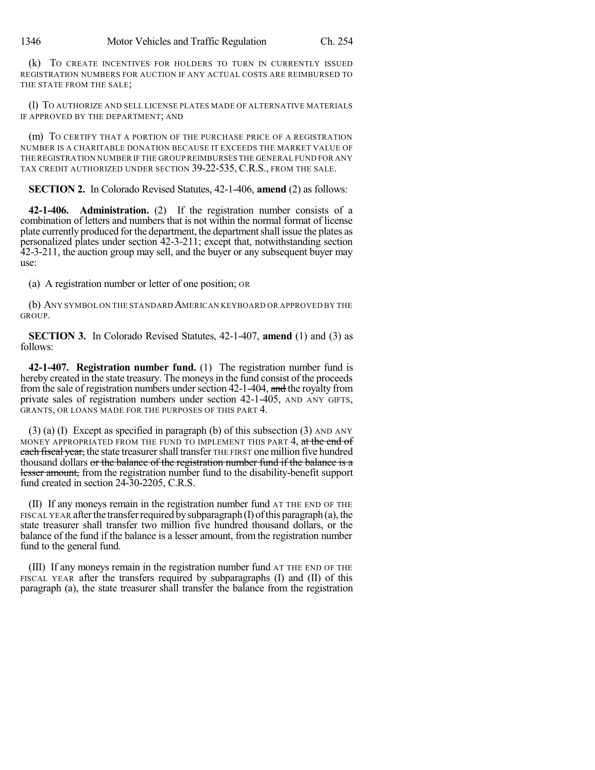(k) TO CREATE INCENTIVES FOR HOLDERS TO TURN IN CURRENTLY ISSUED REGISTRATION NUMBERS FOR AUCTION IF ANY ACTUAL COSTS ARE REIMBURSED TO THE STATE FROM THE SALE;

(l) TO AUTHORIZE AND SELL LICENSE PLATES MADE OF ALTERNATIVE MATERIALS IF APPROVED BY THE DEPARTMENT; AND

(m) TO CERTIFY THAT A PORTION OF THE PURCHASE PRICE OF A REGISTRATION NUMBER IS A CHARITABLE DONATION BECAUSE IT EXCEEDS THE MARKET VALUE OF THE REGISTRATION NUMBER IF THE GROUP REIMBURSES THE GENERAL FUND FOR ANY TAX CREDIT AUTHORIZED UNDER SECTION 39-22-535, C.R.S., FROM THE SALE.

**SECTION 2.** In Colorado Revised Statutes, 42-1-406, **amend** (2) as follows:

**42-1-406. Administration.** (2) If the registration number consists of a combination of letters and numbers that is not within the normal format of license plate currently produced for the department, the department shall issue the plates as personalized plates under section 42-3-211; except that, notwithstanding section 42-3-211, the auction group may sell, and the buyer or any subsequent buyer may use:

(a) A registration number or letter of one position; OR

(b) ANY SYMBOL ON THE STANDARD AMERICAN KEYBOARD OR APPROVED BY THE GROUP.

**SECTION 3.** In Colorado Revised Statutes, 42-1-407, **amend** (1) and (3) as follows:

**42-1-407. Registration number fund.** (1) The registration number fund is hereby created in the state treasury. The moneys in the fund consist of the proceeds from the sale of registration numbers under section 42-1-404, ~~and~~ the royalty from private sales of registration numbers under section 42-1-405, AND ANY GIFTS, GRANTS, OR LOANS MADE FOR THE PURPOSES OF THIS PART 4.

(3) (a) (I) Except as specified in paragraph (b) of this subsection (3) AND ANY MONEY APPROPRIATED FROM THE FUND TO IMPLEMENT THIS PART 4, ~~at the end of each fiscal year,~~ the state treasurer shall transfer THE FIRST one million five hundred thousand dollars ~~or the balance of the registration number fund if the balance is a lesser amount,~~ from the registration number fund to the disability-benefit support fund created in section 24-30-2205, C.R.S.

(II) If any moneys remain in the registration number fund AT THE END OF THE FISCAL YEAR after the transfer required by subparagraph (I) of this paragraph (a), the state treasurer shall transfer two million five hundred thousand dollars, or the balance of the fund if the balance is a lesser amount, from the registration number fund to the general fund.

(III) If any moneys remain in the registration number fund AT THE END OF THE FISCAL YEAR after the transfers required by subparagraphs (I) and (II) of this paragraph (a), the state treasurer shall transfer the balance from the registration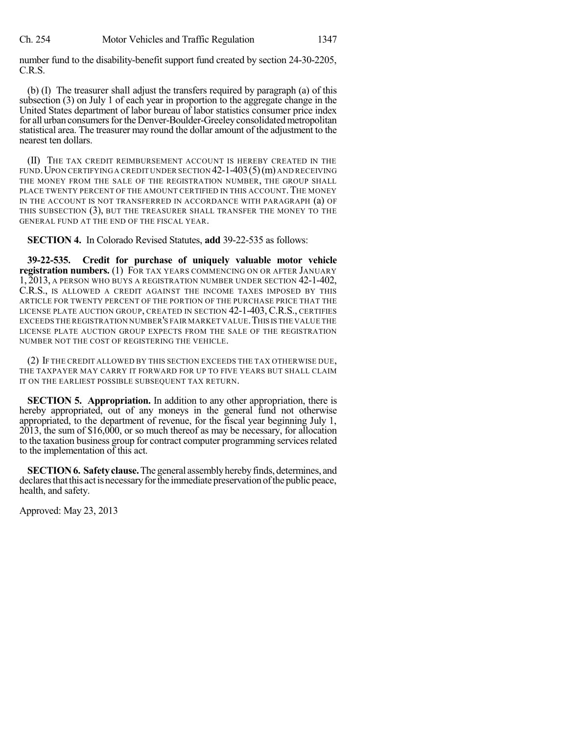number fund to the disability-benefit support fund created by section 24-30-2205, C.R.S.

(b) (I) The treasurer shall adjust the transfers required by paragraph (a) of this subsection (3) on July 1 of each year in proportion to the aggregate change in the United States department of labor bureau of labor statistics consumer price index for all urban consumers for the Denver-Boulder-Greeley consolidated metropolitan statistical area. The treasurer may round the dollar amount of the adjustment to the nearest ten dollars.

(II) THE TAX CREDIT REIMBURSEMENT ACCOUNT IS HEREBY CREATED IN THE FUND. UPON CERTIFYING A CREDIT UNDER SECTION 42-1-403 (5) (m) AND RECEIVING THE MONEY FROM THE SALE OF THE REGISTRATION NUMBER, THE GROUP SHALL PLACE TWENTY PERCENT OF THE AMOUNT CERTIFIED IN THIS ACCOUNT. THE MONEY IN THE ACCOUNT IS NOT TRANSFERRED IN ACCORDANCE WITH PARAGRAPH (a) OF THIS SUBSECTION (3), BUT THE TREASURER SHALL TRANSFER THE MONEY TO THE GENERAL FUND AT THE END OF THE FISCAL YEAR.

**SECTION 4.** In Colorado Revised Statutes, **add** 39-22-535 as follows:

**39-22-535. Credit for purchase of uniquely valuable motor vehicle registration numbers.** (1) FOR TAX YEARS COMMENCING ON OR AFTER JANUARY 1, 2013, A PERSON WHO BUYS A REGISTRATION NUMBER UNDER SECTION 42-1-402, C.R.S., IS ALLOWED A CREDIT AGAINST THE INCOME TAXES IMPOSED BY THIS ARTICLE FOR TWENTY PERCENT OF THE PORTION OF THE PURCHASE PRICE THAT THE LICENSE PLATE AUCTION GROUP, CREATED IN SECTION 42-1-403, C.R.S., CERTIFIES EXCEEDS THE REGISTRATION NUMBER'S FAIR MARKET VALUE. THIS IS THE VALUE THE LICENSE PLATE AUCTION GROUP EXPECTS FROM THE SALE OF THE REGISTRATION NUMBER NOT THE COST OF REGISTERING THE VEHICLE.

(2) IF THE CREDIT ALLOWED BY THIS SECTION EXCEEDS THE TAX OTHERWISE DUE, THE TAXPAYER MAY CARRY IT FORWARD FOR UP TO FIVE YEARS BUT SHALL CLAIM IT ON THE EARLIEST POSSIBLE SUBSEQUENT TAX RETURN.

**SECTION 5. Appropriation.** In addition to any other appropriation, there is hereby appropriated, out of any moneys in the general fund not otherwise appropriated, to the department of revenue, for the fiscal year beginning July 1, 2013, the sum of $16,000, or so much thereof as may be necessary, for allocation to the taxation business group for contract computer programming services related to the implementation of this act.

**SECTION 6. Safety clause.** The general assembly hereby finds, determines, and declares that this act is necessary for the immediate preservation of the public peace, health, and safety.

Approved: May 23, 2013